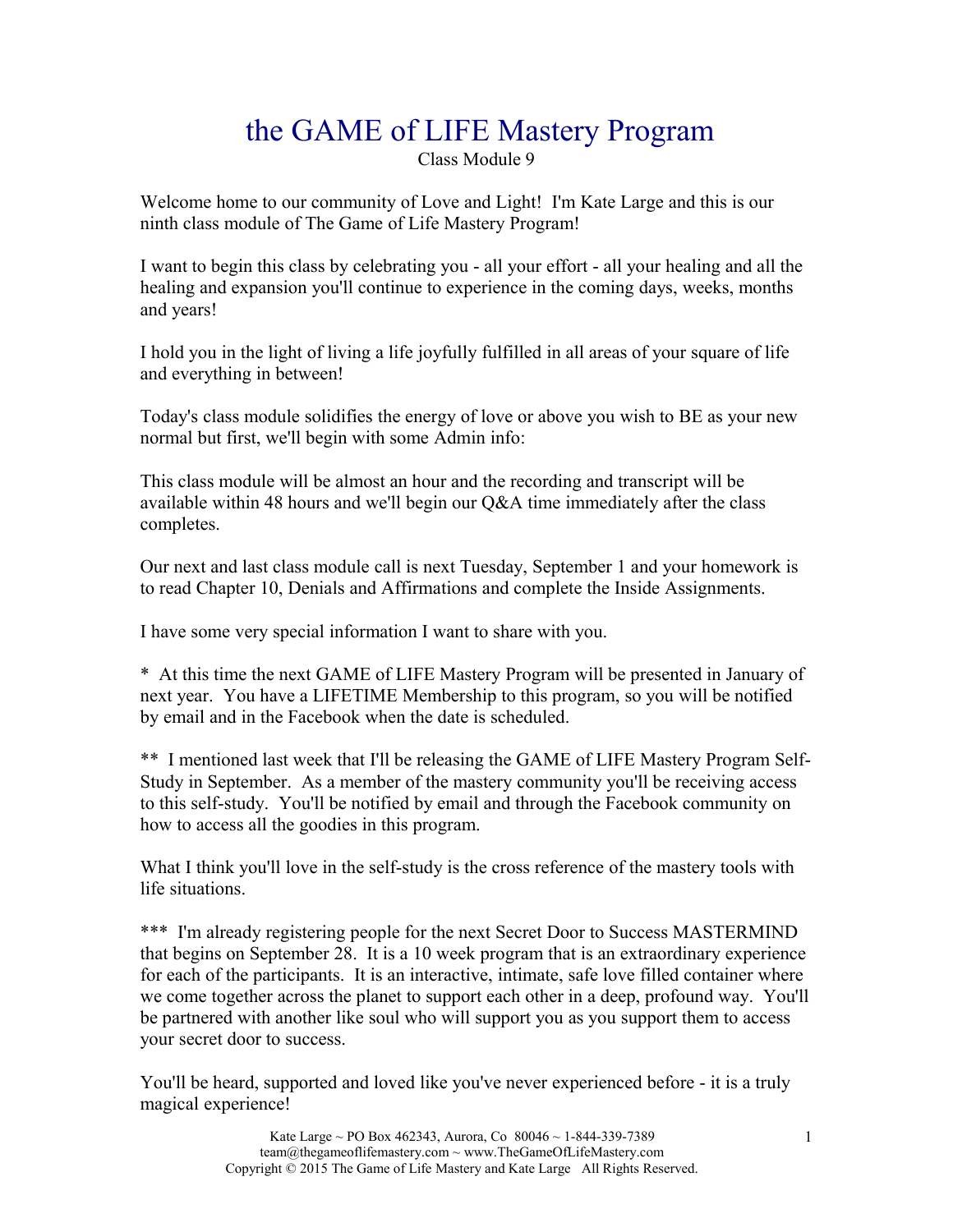# the GAME of LIFE Mastery Program

Class Module 9

Welcome home to our community of Love and Light! I'm Kate Large and this is our ninth class module of The Game of Life Mastery Program!

I want to begin this class by celebrating you - all your effort - all your healing and all the healing and expansion you'll continue to experience in the coming days, weeks, months and years!

I hold you in the light of living a life joyfully fulfilled in all areas of your square of life and everything in between!

Today's class module solidifies the energy of love or above you wish to BE as your new normal but first, we'll begin with some Admin info:

This class module will be almost an hour and the recording and transcript will be available within 48 hours and we'll begin our Q&A time immediately after the class completes.

Our next and last class module call is next Tuesday, September 1 and your homework is to read Chapter 10, Denials and Affirmations and complete the Inside Assignments.

I have some very special information I want to share with you.

* At this time the next GAME of LIFE Mastery Program will be presented in January of next year. You have a LIFETIME Membership to this program, so you will be notified by email and in the Facebook when the date is scheduled.

** I mentioned last week that I'll be releasing the GAME of LIFE Mastery Program Self-Study in September. As a member of the mastery community you'll be receiving access to this self-study. You'll be notified by email and through the Facebook community on how to access all the goodies in this program.

What I think you'll love in the self-study is the cross reference of the mastery tools with life situations.

*** I'm already registering people for the next Secret Door to Success MASTERMIND that begins on September 28. It is a 10 week program that is an extraordinary experience for each of the participants. It is an interactive, intimate, safe love filled container where we come together across the planet to support each other in a deep, profound way. You'll be partnered with another like soul who will support you as you support them to access your secret door to success.

You'll be heard, supported and loved like you've never experienced before - it is a truly magical experience!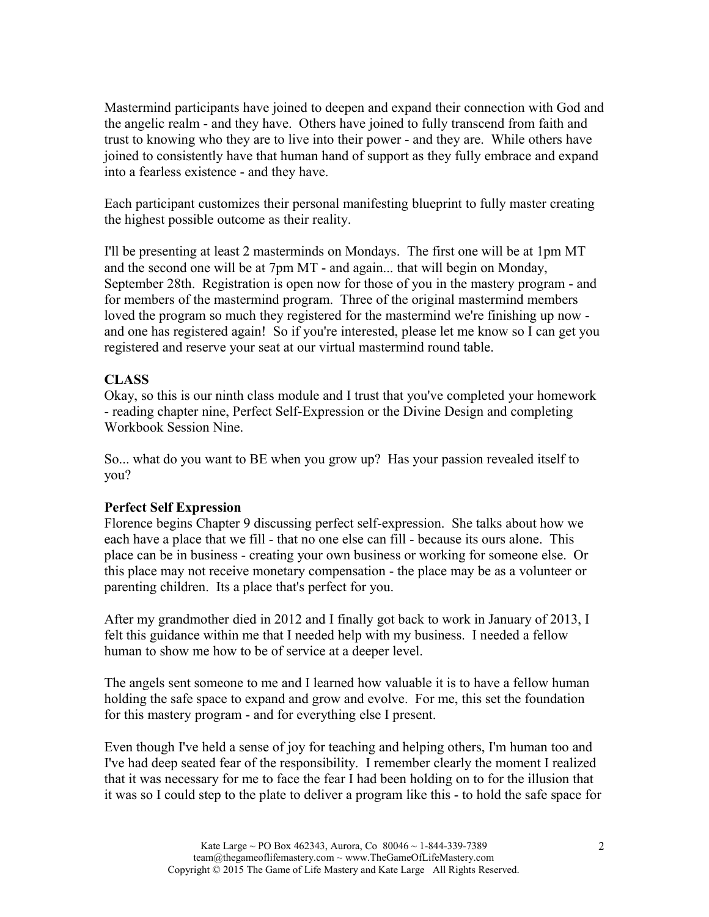Mastermind participants have joined to deepen and expand their connection with God and the angelic realm - and they have. Others have joined to fully transcend from faith and trust to knowing who they are to live into their power - and they are. While others have joined to consistently have that human hand of support as they fully embrace and expand into a fearless existence - and they have.

Each participant customizes their personal manifesting blueprint to fully master creating the highest possible outcome as their reality.

I'll be presenting at least 2 masterminds on Mondays. The first one will be at 1pm MT and the second one will be at 7pm MT - and again... that will begin on Monday, September 28th. Registration is open now for those of you in the mastery program - and for members of the mastermind program. Three of the original mastermind members loved the program so much they registered for the mastermind we're finishing up now - and one has registered again! So if you're interested, please let me know so I can get you registered and reserve your seat at our virtual mastermind round table.

**CLASS**

Okay, so this is our ninth class module and I trust that you've completed your homework - reading chapter nine, Perfect Self-Expression or the Divine Design and completing Workbook Session Nine.

So... what do you want to BE when you grow up? Has your passion revealed itself to you?

**Perfect Self Expression**

Florence begins Chapter 9 discussing perfect self-expression. She talks about how we each have a place that we fill - that no one else can fill - because its ours alone. This place can be in business - creating your own business or working for someone else. Or this place may not receive monetary compensation - the place may be as a volunteer or parenting children. Its a place that's perfect for you.

After my grandmother died in 2012 and I finally got back to work in January of 2013, I felt this guidance within me that I needed help with my business. I needed a fellow human to show me how to be of service at a deeper level.

The angels sent someone to me and I learned how valuable it is to have a fellow human holding the safe space to expand and grow and evolve. For me, this set the foundation for this mastery program - and for everything else I present.

Even though I've held a sense of joy for teaching and helping others, I'm human too and I've had deep seated fear of the responsibility. I remember clearly the moment I realized that it was necessary for me to face the fear I had been holding on to for the illusion that it was so I could step to the plate to deliver a program like this - to hold the safe space for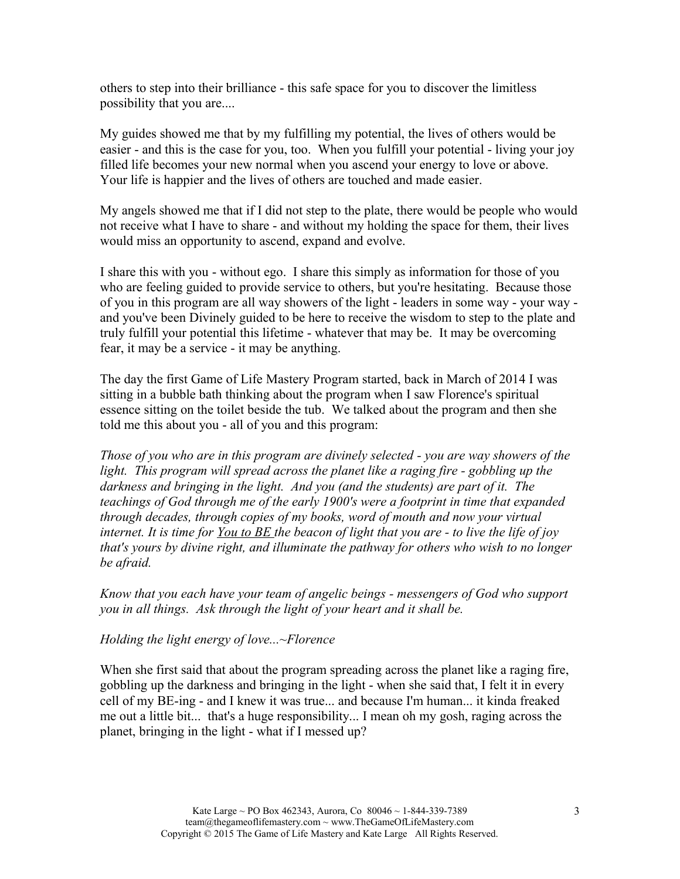others to step into their brilliance - this safe space for you to discover the limitless possibility that you are....

My guides showed me that by my fulfilling my potential, the lives of others would be easier - and this is the case for you, too. When you fulfill your potential - living your joy filled life becomes your new normal when you ascend your energy to love or above. Your life is happier and the lives of others are touched and made easier.

My angels showed me that if I did not step to the plate, there would be people who would not receive what I have to share - and without my holding the space for them, their lives would miss an opportunity to ascend, expand and evolve.

I share this with you - without ego. I share this simply as information for those of you who are feeling guided to provide service to others, but you're hesitating. Because those of you in this program are all way showers of the light - leaders in some way - your way - and you've been Divinely guided to be here to receive the wisdom to step to the plate and truly fulfill your potential this lifetime - whatever that may be. It may be overcoming fear, it may be a service - it may be anything.

The day the first Game of Life Mastery Program started, back in March of 2014 I was sitting in a bubble bath thinking about the program when I saw Florence's spiritual essence sitting on the toilet beside the tub. We talked about the program and then she told me this about you - all of you and this program:

*Those of you who are in this program are divinely selected - you are way showers of the light. This program will spread across the planet like a raging fire - gobbling up the darkness and bringing in the light. And you (and the students) are part of it. The teachings of God through me of the early 1900's were a footprint in time that expanded through decades, through copies of my books, word of mouth and now your virtual internet. It is time for <u>You to BE</u> the beacon of light that you are - to live the life of joy that's yours by divine right, and illuminate the pathway for others who wish to no longer be afraid.*

*Know that you each have your team of angelic beings - messengers of God who support you in all things. Ask through the light of your heart and it shall be.*

*Holding the light energy of love...~Florence*

When she first said that about the program spreading across the planet like a raging fire, gobbling up the darkness and bringing in the light - when she said that, I felt it in every cell of my BE-ing - and I knew it was true... and because I'm human... it kinda freaked me out a little bit... that's a huge responsibility... I mean oh my gosh, raging across the planet, bringing in the light - what if I messed up?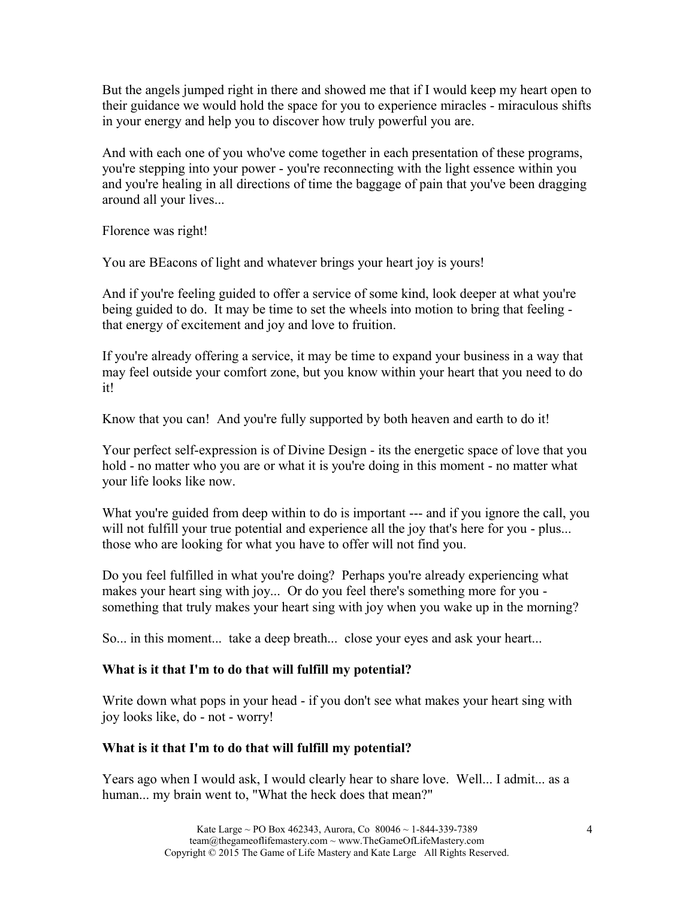But the angels jumped right in there and showed me that if I would keep my heart open to their guidance we would hold the space for you to experience miracles - miraculous shifts in your energy and help you to discover how truly powerful you are.

And with each one of you who've come together in each presentation of these programs, you're stepping into your power - you're reconnecting with the light essence within you and you're healing in all directions of time the baggage of pain that you've been dragging around all your lives...

Florence was right!

You are BEacons of light and whatever brings your heart joy is yours!

And if you're feeling guided to offer a service of some kind, look deeper at what you're being guided to do. It may be time to set the wheels into motion to bring that feeling - that energy of excitement and joy and love to fruition.

If you're already offering a service, it may be time to expand your business in a way that may feel outside your comfort zone, but you know within your heart that you need to do it!

Know that you can! And you're fully supported by both heaven and earth to do it!

Your perfect self-expression is of Divine Design - its the energetic space of love that you hold - no matter who you are or what it is you're doing in this moment - no matter what your life looks like now.

What you're guided from deep within to do is important --- and if you ignore the call, you will not fulfill your true potential and experience all the joy that's here for you - plus... those who are looking for what you have to offer will not find you.

Do you feel fulfilled in what you're doing? Perhaps you're already experiencing what makes your heart sing with joy... Or do you feel there's something more for you - something that truly makes your heart sing with joy when you wake up in the morning?

So... in this moment... take a deep breath... close your eyes and ask your heart...

**What is it that I'm to do that will fulfill my potential?**

Write down what pops in your head - if you don't see what makes your heart sing with joy looks like, do - not - worry!

**What is it that I'm to do that will fulfill my potential?**

Years ago when I would ask, I would clearly hear to share love. Well... I admit... as a human... my brain went to, "What the heck does that mean?"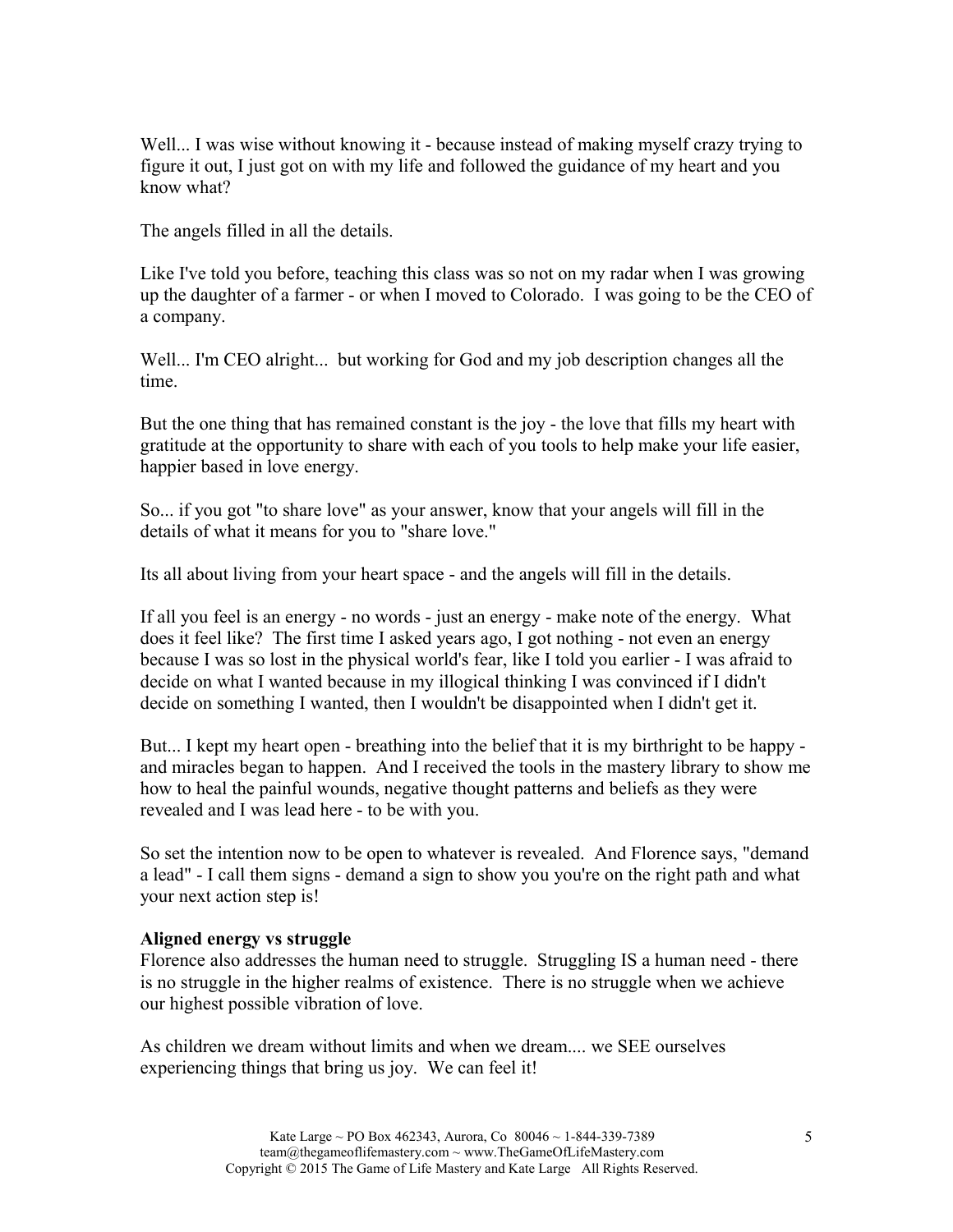Well... I was wise without knowing it - because instead of making myself crazy trying to figure it out, I just got on with my life and followed the guidance of my heart and you know what?

The angels filled in all the details.

Like I've told you before, teaching this class was so not on my radar when I was growing up the daughter of a farmer - or when I moved to Colorado. I was going to be the CEO of a company.

Well... I'm CEO alright... but working for God and my job description changes all the time.

But the one thing that has remained constant is the joy - the love that fills my heart with gratitude at the opportunity to share with each of you tools to help make your life easier, happier based in love energy.

So... if you got "to share love" as your answer, know that your angels will fill in the details of what it means for you to "share love."

Its all about living from your heart space - and the angels will fill in the details.

If all you feel is an energy - no words - just an energy - make note of the energy. What does it feel like? The first time I asked years ago, I got nothing - not even an energy because I was so lost in the physical world's fear, like I told you earlier - I was afraid to decide on what I wanted because in my illogical thinking I was convinced if I didn't decide on something I wanted, then I wouldn't be disappointed when I didn't get it.

But... I kept my heart open - breathing into the belief that it is my birthright to be happy - and miracles began to happen. And I received the tools in the mastery library to show me how to heal the painful wounds, negative thought patterns and beliefs as they were revealed and I was lead here - to be with you.

So set the intention now to be open to whatever is revealed. And Florence says, "demand a lead" - I call them signs - demand a sign to show you you're on the right path and what your next action step is!

**Aligned energy vs struggle**
Florence also addresses the human need to struggle. Struggling IS a human need - there is no struggle in the higher realms of existence. There is no struggle when we achieve our highest possible vibration of love.

As children we dream without limits and when we dream.... we SEE ourselves experiencing things that bring us joy. We can feel it!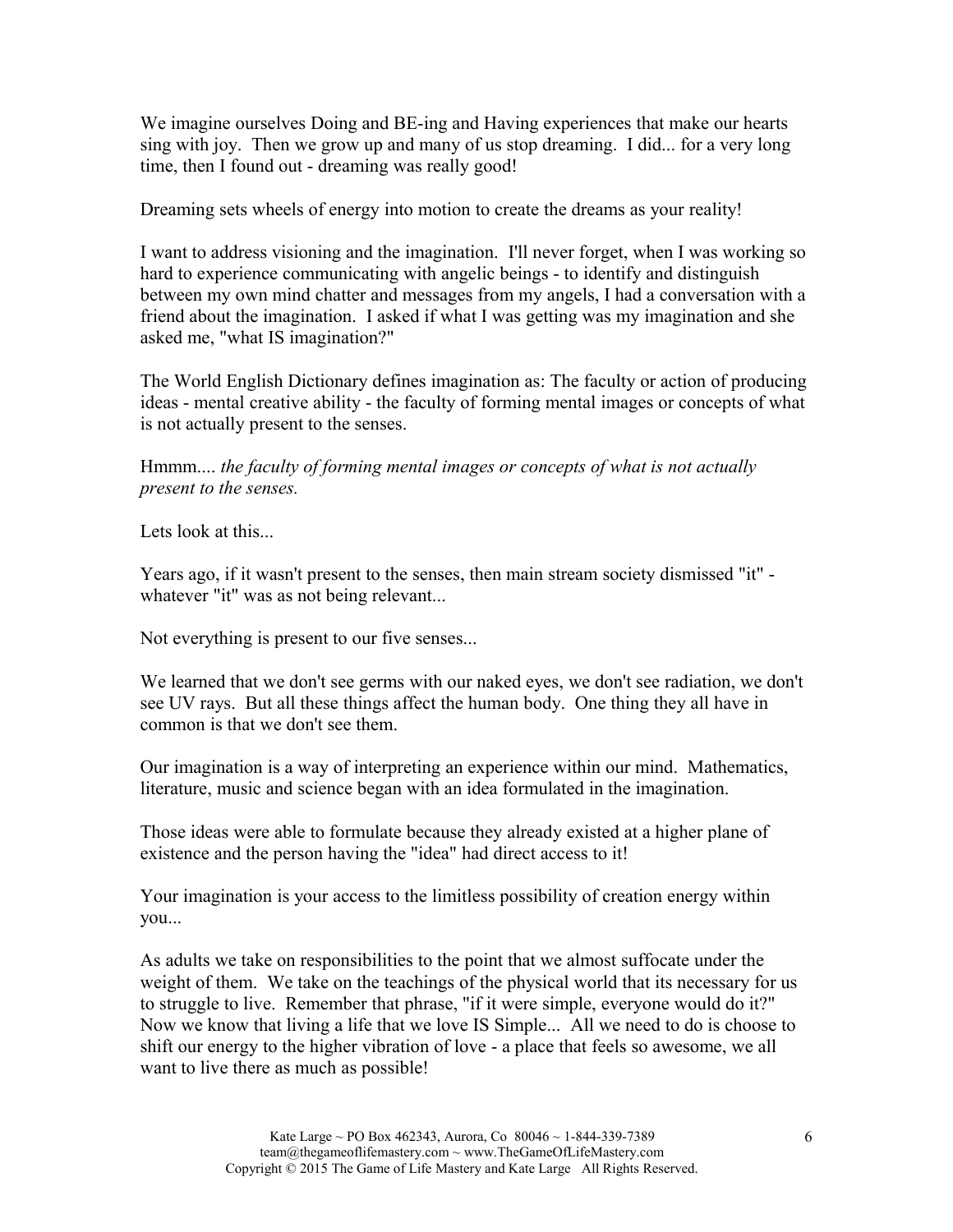We imagine ourselves Doing and BE-ing and Having experiences that make our hearts sing with joy. Then we grow up and many of us stop dreaming. I did... for a very long time, then I found out - dreaming was really good!

Dreaming sets wheels of energy into motion to create the dreams as your reality!

I want to address visioning and the imagination. I'll never forget, when I was working so hard to experience communicating with angelic beings - to identify and distinguish between my own mind chatter and messages from my angels, I had a conversation with a friend about the imagination. I asked if what I was getting was my imagination and she asked me, "what IS imagination?"

The World English Dictionary defines imagination as: The faculty or action of producing ideas - mental creative ability - the faculty of forming mental images or concepts of what is not actually present to the senses.

Hmmm.... *the faculty of forming mental images or concepts of what is not actually present to the senses.*

Lets look at this...

Years ago, if it wasn't present to the senses, then main stream society dismissed "it" - whatever "it" was as not being relevant...

Not everything is present to our five senses...

We learned that we don't see germs with our naked eyes, we don't see radiation, we don't see UV rays. But all these things affect the human body. One thing they all have in common is that we don't see them.

Our imagination is a way of interpreting an experience within our mind. Mathematics, literature, music and science began with an idea formulated in the imagination.

Those ideas were able to formulate because they already existed at a higher plane of existence and the person having the "idea" had direct access to it!

Your imagination is your access to the limitless possibility of creation energy within you...

As adults we take on responsibilities to the point that we almost suffocate under the weight of them. We take on the teachings of the physical world that its necessary for us to struggle to live. Remember that phrase, "if it were simple, everyone would do it?" Now we know that living a life that we love IS Simple... All we need to do is choose to shift our energy to the higher vibration of love - a place that feels so awesome, we all want to live there as much as possible!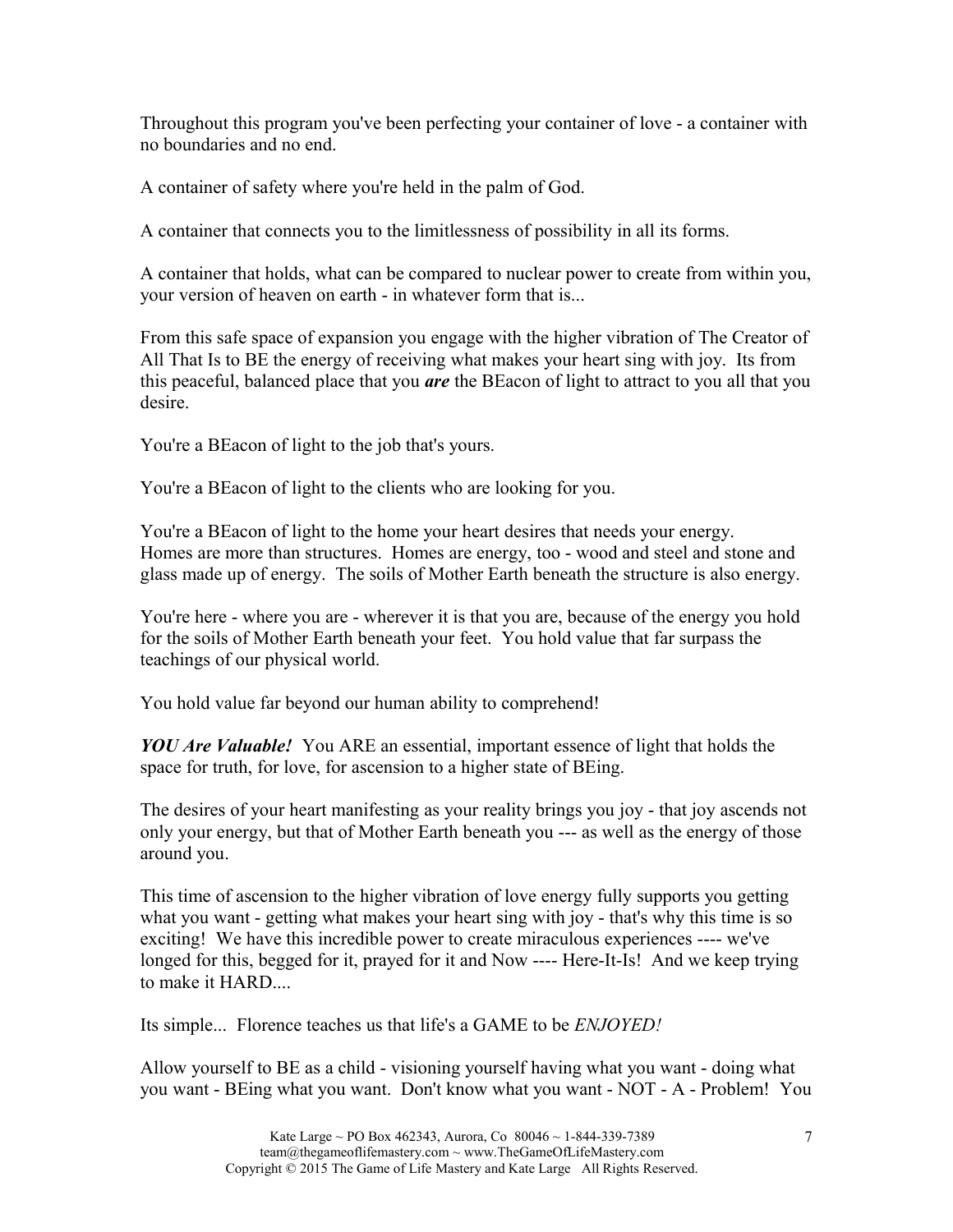Throughout this program you've been perfecting your container of love - a container with no boundaries and no end.

A container of safety where you're held in the palm of God.

A container that connects you to the limitlessness of possibility in all its forms.

A container that holds, what can be compared to nuclear power to create from within you, your version of heaven on earth - in whatever form that is...

From this safe space of expansion you engage with the higher vibration of The Creator of All That Is to BE the energy of receiving what makes your heart sing with joy. Its from this peaceful, balanced place that you ***are*** the BEacon of light to attract to you all that you desire.

You're a BEacon of light to the job that's yours.

You're a BEacon of light to the clients who are looking for you.

You're a BEacon of light to the home your heart desires that needs your energy. Homes are more than structures. Homes are energy, too - wood and steel and stone and glass made up of energy. The soils of Mother Earth beneath the structure is also energy.

You're here - where you are - wherever it is that you are, because of the energy you hold for the soils of Mother Earth beneath your feet. You hold value that far surpass the teachings of our physical world.

You hold value far beyond our human ability to comprehend!

***YOU Are Valuable!*** You ARE an essential, important essence of light that holds the space for truth, for love, for ascension to a higher state of BEing.

The desires of your heart manifesting as your reality brings you joy - that joy ascends not only your energy, but that of Mother Earth beneath you --- as well as the energy of those around you.

This time of ascension to the higher vibration of love energy fully supports you getting what you want - getting what makes your heart sing with joy - that's why this time is so exciting! We have this incredible power to create miraculous experiences ---- we've longed for this, begged for it, prayed for it and Now ---- Here-It-Is! And we keep trying to make it HARD....

Its simple... Florence teaches us that life's a GAME to be *ENJOYED!*

Allow yourself to BE as a child - visioning yourself having what you want - doing what you want - BEing what you want. Don't know what you want - NOT - A - Problem! You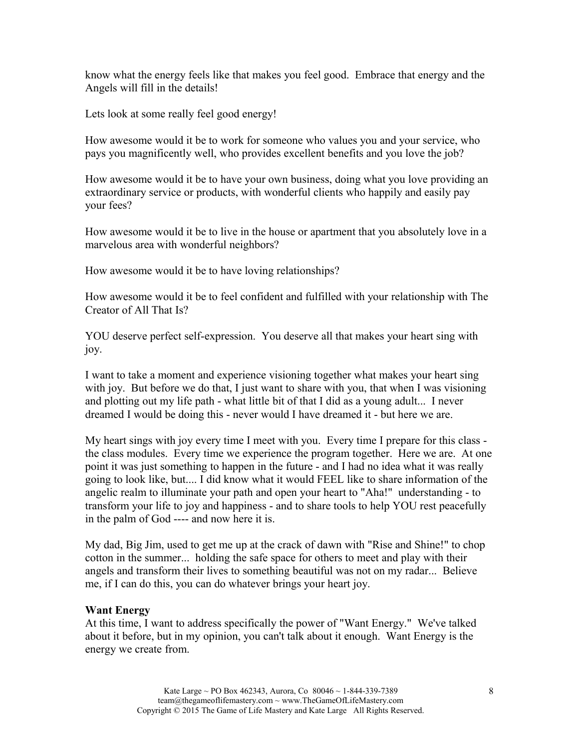know what the energy feels like that makes you feel good. Embrace that energy and the Angels will fill in the details!

Lets look at some really feel good energy!

How awesome would it be to work for someone who values you and your service, who pays you magnificently well, who provides excellent benefits and you love the job?

How awesome would it be to have your own business, doing what you love providing an extraordinary service or products, with wonderful clients who happily and easily pay your fees?

How awesome would it be to live in the house or apartment that you absolutely love in a marvelous area with wonderful neighbors?

How awesome would it be to have loving relationships?

How awesome would it be to feel confident and fulfilled with your relationship with The Creator of All That Is?

YOU deserve perfect self-expression. You deserve all that makes your heart sing with joy.

I want to take a moment and experience visioning together what makes your heart sing with joy. But before we do that, I just want to share with you, that when I was visioning and plotting out my life path - what little bit of that I did as a young adult... I never dreamed I would be doing this - never would I have dreamed it - but here we are.

My heart sings with joy every time I meet with you. Every time I prepare for this class - the class modules. Every time we experience the program together. Here we are. At one point it was just something to happen in the future - and I had no idea what it was really going to look like, but.... I did know what it would FEEL like to share information of the angelic realm to illuminate your path and open your heart to "Aha!" understanding - to transform your life to joy and happiness - and to share tools to help YOU rest peacefully in the palm of God ---- and now here it is.

My dad, Big Jim, used to get me up at the crack of dawn with "Rise and Shine!" to chop cotton in the summer... holding the safe space for others to meet and play with their angels and transform their lives to something beautiful was not on my radar... Believe me, if I can do this, you can do whatever brings your heart joy.

**Want Energy**

At this time, I want to address specifically the power of "Want Energy." We've talked about it before, but in my opinion, you can't talk about it enough. Want Energy is the energy we create from.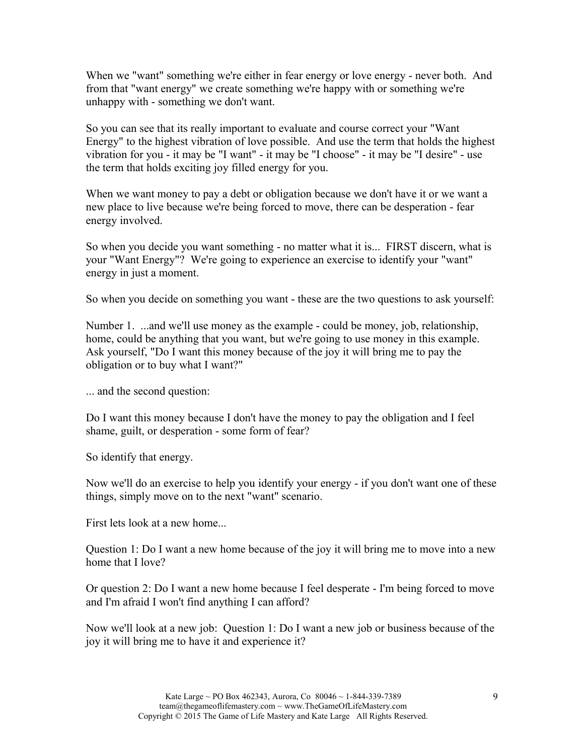When we "want" something we're either in fear energy or love energy - never both. And from that "want energy" we create something we're happy with or something we're unhappy with - something we don't want.

So you can see that its really important to evaluate and course correct your "Want Energy" to the highest vibration of love possible. And use the term that holds the highest vibration for you - it may be "I want" - it may be "I choose" - it may be "I desire" - use the term that holds exciting joy filled energy for you.

When we want money to pay a debt or obligation because we don't have it or we want a new place to live because we're being forced to move, there can be desperation - fear energy involved.

So when you decide you want something - no matter what it is... FIRST discern, what is your "Want Energy"? We're going to experience an exercise to identify your "want" energy in just a moment.

So when you decide on something you want - these are the two questions to ask yourself:

Number 1. ...and we'll use money as the example - could be money, job, relationship, home, could be anything that you want, but we're going to use money in this example. Ask yourself, "Do I want this money because of the joy it will bring me to pay the obligation or to buy what I want?"

... and the second question:

Do I want this money because I don't have the money to pay the obligation and I feel shame, guilt, or desperation - some form of fear?

So identify that energy.

Now we'll do an exercise to help you identify your energy - if you don't want one of these things, simply move on to the next "want" scenario.

First lets look at a new home...

Question 1: Do I want a new home because of the joy it will bring me to move into a new home that I love?

Or question 2: Do I want a new home because I feel desperate - I'm being forced to move and I'm afraid I won't find anything I can afford?

Now we'll look at a new job: Question 1: Do I want a new job or business because of the joy it will bring me to have it and experience it?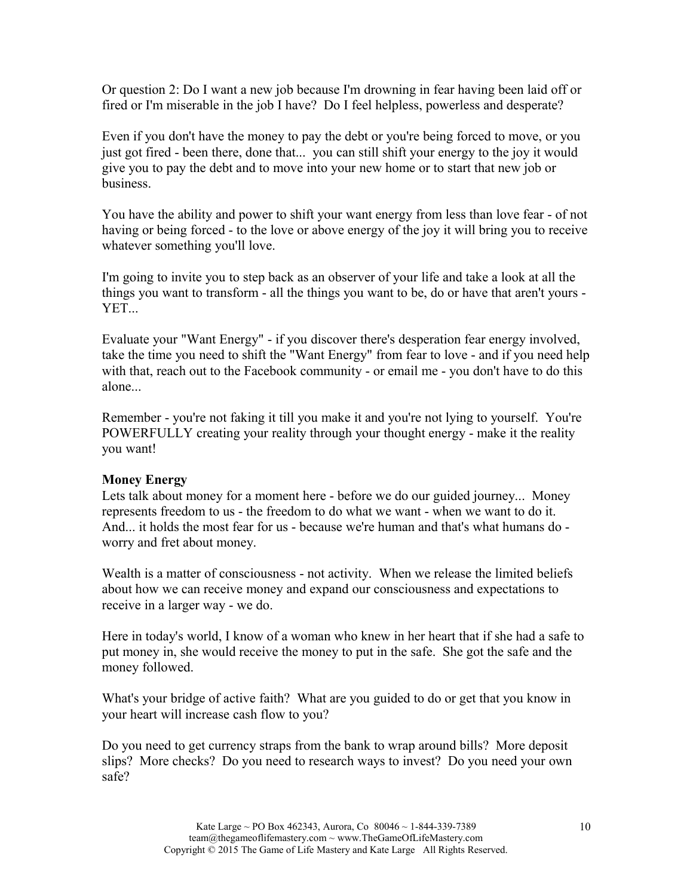Or question 2: Do I want a new job because I'm drowning in fear having been laid off or fired or I'm miserable in the job I have? Do I feel helpless, powerless and desperate?

Even if you don't have the money to pay the debt or you're being forced to move, or you just got fired - been there, done that... you can still shift your energy to the joy it would give you to pay the debt and to move into your new home or to start that new job or business.

You have the ability and power to shift your want energy from less than love fear - of not having or being forced - to the love or above energy of the joy it will bring you to receive whatever something you'll love.

I'm going to invite you to step back as an observer of your life and take a look at all the things you want to transform - all the things you want to be, do or have that aren't yours - YET...

Evaluate your "Want Energy" - if you discover there's desperation fear energy involved, take the time you need to shift the "Want Energy" from fear to love - and if you need help with that, reach out to the Facebook community - or email me - you don't have to do this alone...

Remember - you're not faking it till you make it and you're not lying to yourself. You're POWERFULLY creating your reality through your thought energy - make it the reality you want!

**Money Energy**

Lets talk about money for a moment here - before we do our guided journey... Money represents freedom to us - the freedom to do what we want - when we want to do it. And... it holds the most fear for us - because we're human and that's what humans do - worry and fret about money.

Wealth is a matter of consciousness - not activity. When we release the limited beliefs about how we can receive money and expand our consciousness and expectations to receive in a larger way - we do.

Here in today's world, I know of a woman who knew in her heart that if she had a safe to put money in, she would receive the money to put in the safe. She got the safe and the money followed.

What's your bridge of active faith? What are you guided to do or get that you know in your heart will increase cash flow to you?

Do you need to get currency straps from the bank to wrap around bills? More deposit slips? More checks? Do you need to research ways to invest? Do you need your own safe?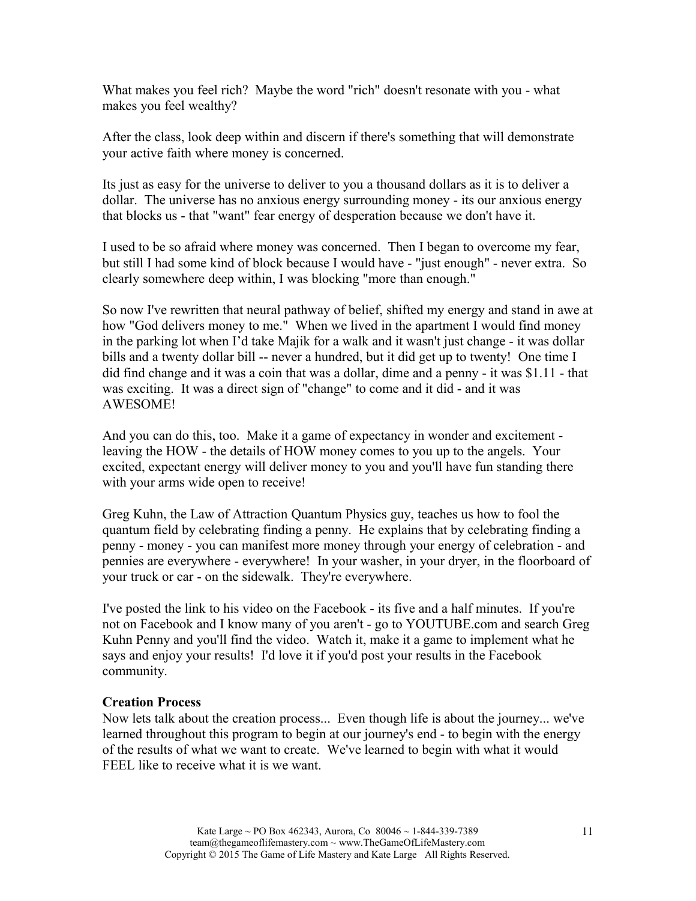What makes you feel rich? Maybe the word "rich" doesn't resonate with you - what makes you feel wealthy?

After the class, look deep within and discern if there's something that will demonstrate your active faith where money is concerned.

Its just as easy for the universe to deliver to you a thousand dollars as it is to deliver a dollar. The universe has no anxious energy surrounding money - its our anxious energy that blocks us - that "want" fear energy of desperation because we don't have it.

I used to be so afraid where money was concerned. Then I began to overcome my fear, but still I had some kind of block because I would have - "just enough" - never extra. So clearly somewhere deep within, I was blocking "more than enough."

So now I've rewritten that neural pathway of belief, shifted my energy and stand in awe at how "God delivers money to me." When we lived in the apartment I would find money in the parking lot when I'd take Majik for a walk and it wasn't just change - it was dollar bills and a twenty dollar bill -- never a hundred, but it did get up to twenty! One time I did find change and it was a coin that was a dollar, dime and a penny - it was $1.11 - that was exciting. It was a direct sign of "change" to come and it did - and it was AWESOME!

And you can do this, too. Make it a game of expectancy in wonder and excitement - leaving the HOW - the details of HOW money comes to you up to the angels. Your excited, expectant energy will deliver money to you and you'll have fun standing there with your arms wide open to receive!

Greg Kuhn, the Law of Attraction Quantum Physics guy, teaches us how to fool the quantum field by celebrating finding a penny. He explains that by celebrating finding a penny - money - you can manifest more money through your energy of celebration - and pennies are everywhere - everywhere! In your washer, in your dryer, in the floorboard of your truck or car - on the sidewalk. They're everywhere.

I've posted the link to his video on the Facebook - its five and a half minutes. If you're not on Facebook and I know many of you aren't - go to YOUTUBE.com and search Greg Kuhn Penny and you'll find the video. Watch it, make it a game to implement what he says and enjoy your results! I'd love it if you'd post your results in the Facebook community.

**Creation Process**

Now lets talk about the creation process... Even though life is about the journey... we've learned throughout this program to begin at our journey's end - to begin with the energy of the results of what we want to create. We've learned to begin with what it would FEEL like to receive what it is we want.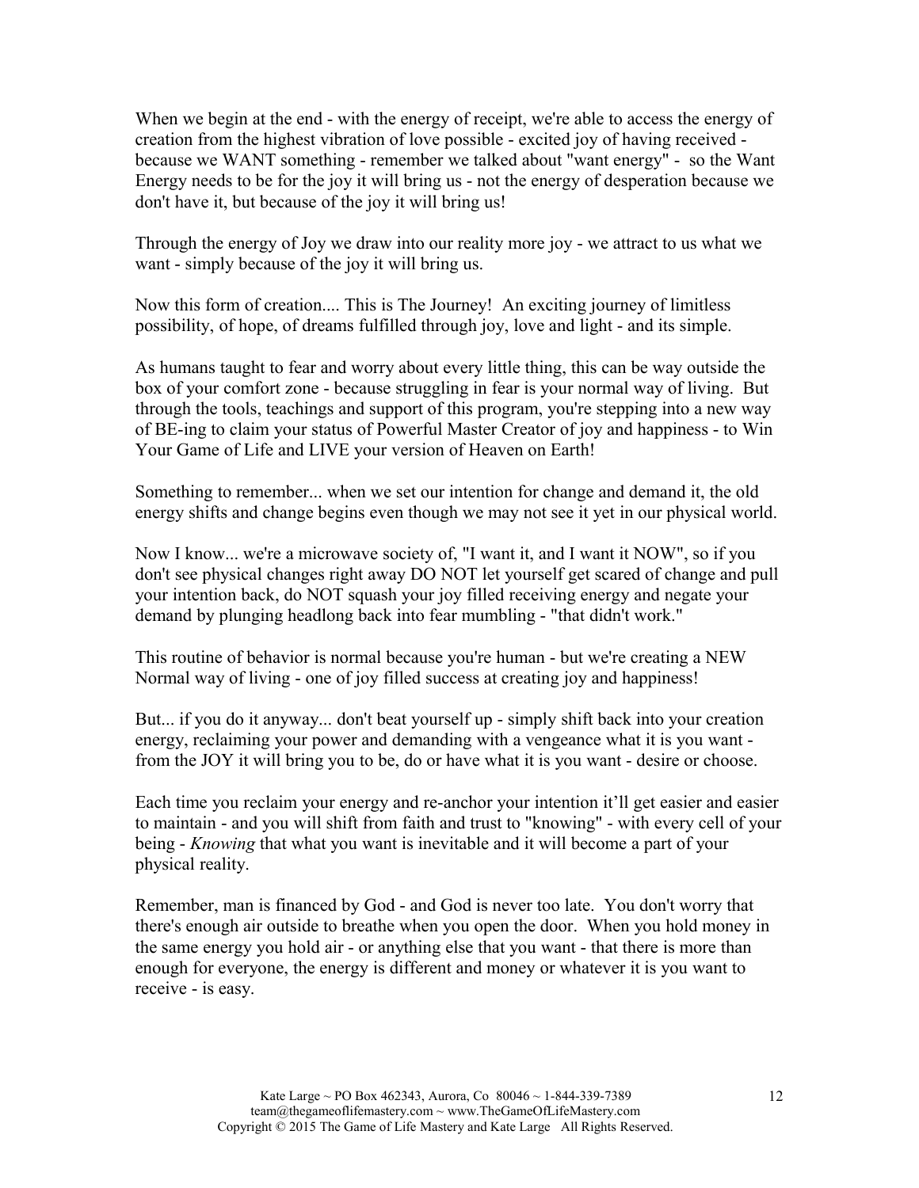When we begin at the end - with the energy of receipt, we're able to access the energy of creation from the highest vibration of love possible - excited joy of having received - because we WANT something - remember we talked about "want energy" - so the Want Energy needs to be for the joy it will bring us - not the energy of desperation because we don't have it, but because of the joy it will bring us!

Through the energy of Joy we draw into our reality more joy - we attract to us what we want - simply because of the joy it will bring us.

Now this form of creation.... This is The Journey! An exciting journey of limitless possibility, of hope, of dreams fulfilled through joy, love and light - and its simple.

As humans taught to fear and worry about every little thing, this can be way outside the box of your comfort zone - because struggling in fear is your normal way of living. But through the tools, teachings and support of this program, you're stepping into a new way of BE-ing to claim your status of Powerful Master Creator of joy and happiness - to Win Your Game of Life and LIVE your version of Heaven on Earth!

Something to remember... when we set our intention for change and demand it, the old energy shifts and change begins even though we may not see it yet in our physical world.

Now I know... we're a microwave society of, "I want it, and I want it NOW", so if you don't see physical changes right away DO NOT let yourself get scared of change and pull your intention back, do NOT squash your joy filled receiving energy and negate your demand by plunging headlong back into fear mumbling - "that didn't work."

This routine of behavior is normal because you're human - but we're creating a NEW Normal way of living - one of joy filled success at creating joy and happiness!

But... if you do it anyway... don't beat yourself up - simply shift back into your creation energy, reclaiming your power and demanding with a vengeance what it is you want - from the JOY it will bring you to be, do or have what it is you want - desire or choose.

Each time you reclaim your energy and re-anchor your intention it'll get easier and easier to maintain - and you will shift from faith and trust to "knowing" - with every cell of your being - *Knowing* that what you want is inevitable and it will become a part of your physical reality.

Remember, man is financed by God - and God is never too late. You don't worry that there's enough air outside to breathe when you open the door. When you hold money in the same energy you hold air - or anything else that you want - that there is more than enough for everyone, the energy is different and money or whatever it is you want to receive - is easy.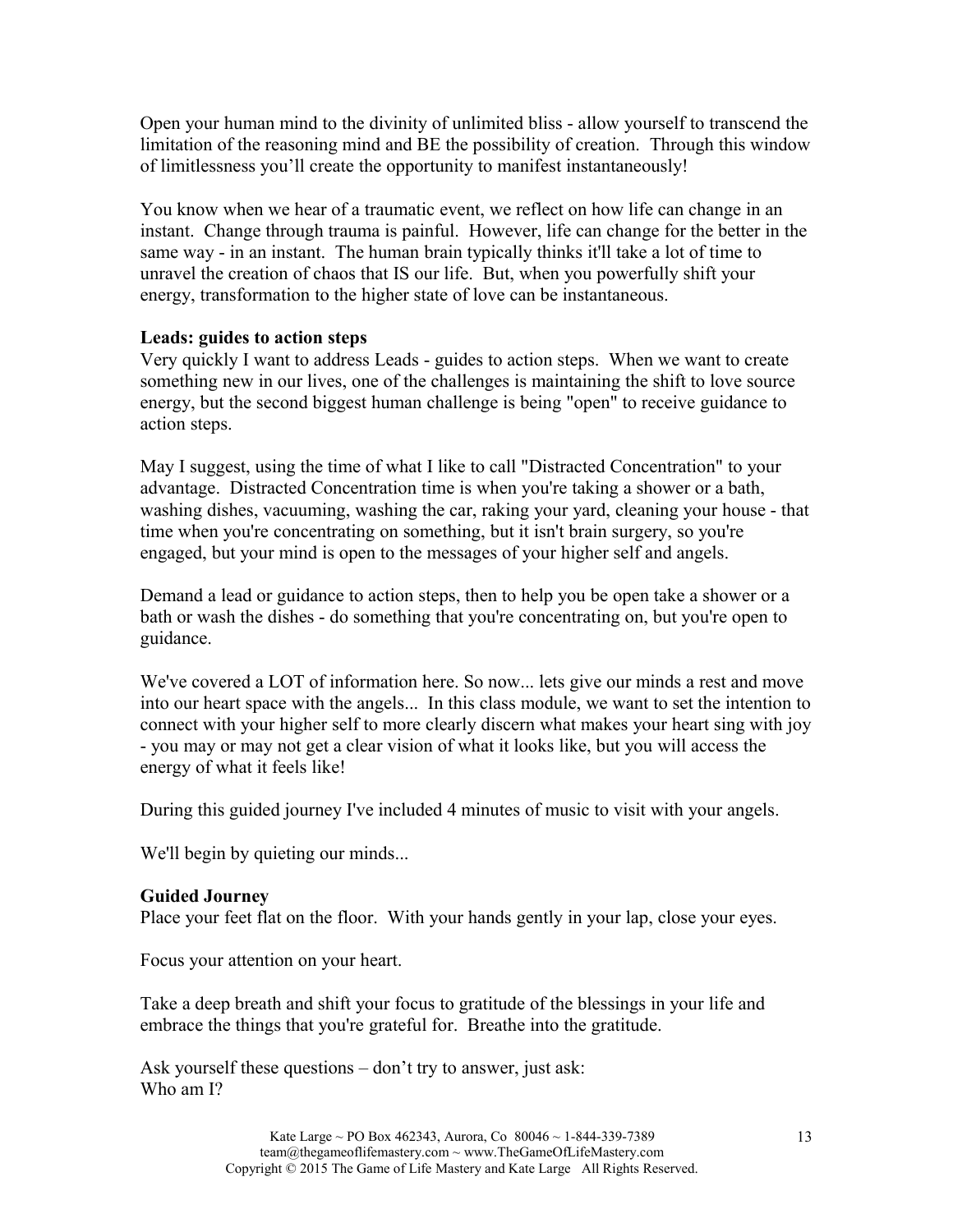Open your human mind to the divinity of unlimited bliss - allow yourself to transcend the limitation of the reasoning mind and BE the possibility of creation. Through this window of limitlessness you'll create the opportunity to manifest instantaneously!

You know when we hear of a traumatic event, we reflect on how life can change in an instant. Change through trauma is painful. However, life can change for the better in the same way - in an instant. The human brain typically thinks it'll take a lot of time to unravel the creation of chaos that IS our life. But, when you powerfully shift your energy, transformation to the higher state of love can be instantaneous.

**Leads: guides to action steps**

Very quickly I want to address Leads - guides to action steps. When we want to create something new in our lives, one of the challenges is maintaining the shift to love source energy, but the second biggest human challenge is being "open" to receive guidance to action steps.

May I suggest, using the time of what I like to call "Distracted Concentration" to your advantage. Distracted Concentration time is when you're taking a shower or a bath, washing dishes, vacuuming, washing the car, raking your yard, cleaning your house - that time when you're concentrating on something, but it isn't brain surgery, so you're engaged, but your mind is open to the messages of your higher self and angels.

Demand a lead or guidance to action steps, then to help you be open take a shower or a bath or wash the dishes - do something that you're concentrating on, but you're open to guidance.

We've covered a LOT of information here. So now... lets give our minds a rest and move into our heart space with the angels... In this class module, we want to set the intention to connect with your higher self to more clearly discern what makes your heart sing with joy - you may or may not get a clear vision of what it looks like, but you will access the energy of what it feels like!

During this guided journey I've included 4 minutes of music to visit with your angels.

We'll begin by quieting our minds...

**Guided Journey**

Place your feet flat on the floor. With your hands gently in your lap, close your eyes.

Focus your attention on your heart.

Take a deep breath and shift your focus to gratitude of the blessings in your life and embrace the things that you're grateful for. Breathe into the gratitude.

Ask yourself these questions – don't try to answer, just ask:
Who am I?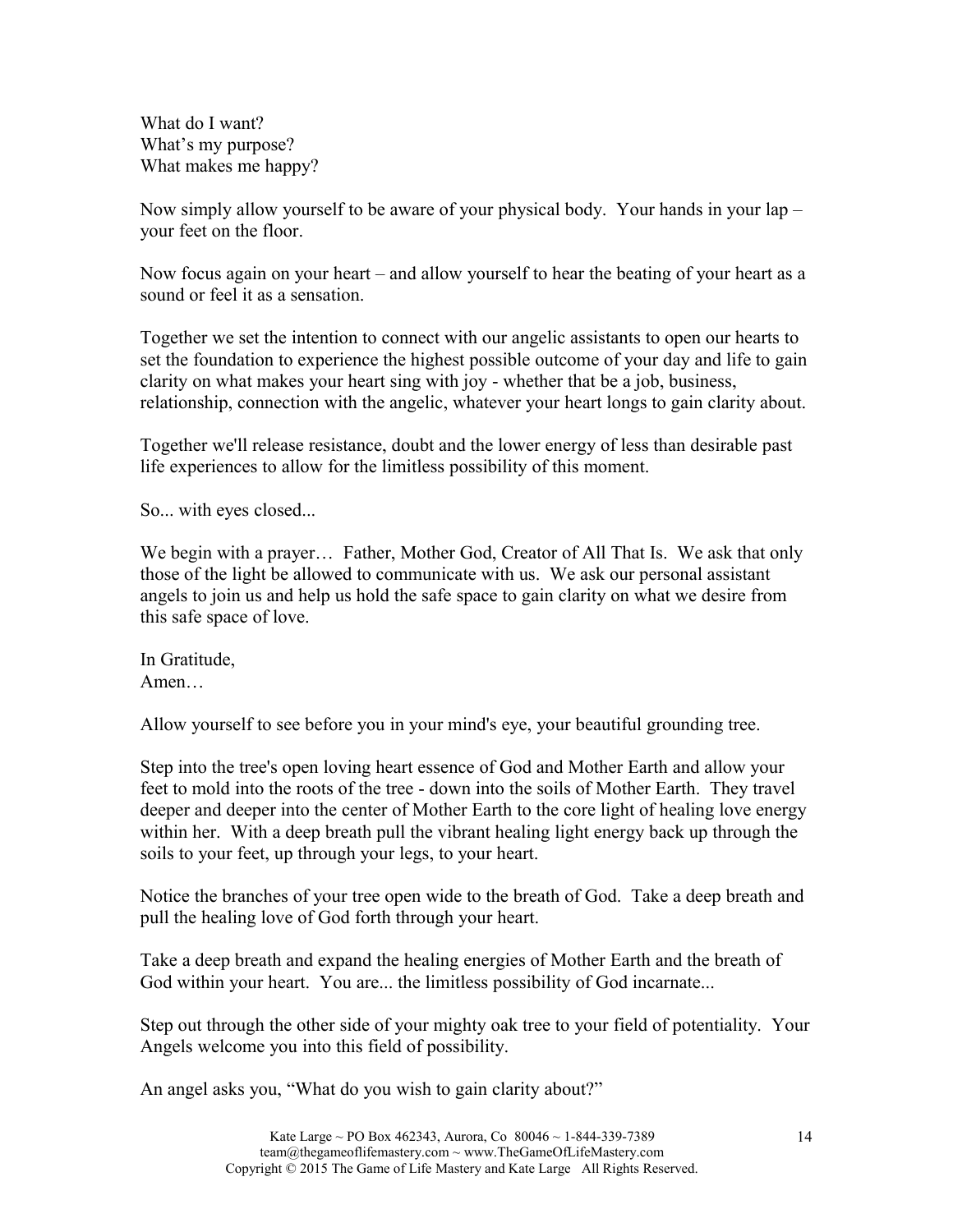What do I want?
What's my purpose?
What makes me happy?

Now simply allow yourself to be aware of your physical body. Your hands in your lap – your feet on the floor.

Now focus again on your heart – and allow yourself to hear the beating of your heart as a sound or feel it as a sensation.

Together we set the intention to connect with our angelic assistants to open our hearts to set the foundation to experience the highest possible outcome of your day and life to gain clarity on what makes your heart sing with joy - whether that be a job, business, relationship, connection with the angelic, whatever your heart longs to gain clarity about.

Together we'll release resistance, doubt and the lower energy of less than desirable past life experiences to allow for the limitless possibility of this moment.

So... with eyes closed...

We begin with a prayer… Father, Mother God, Creator of All That Is. We ask that only those of the light be allowed to communicate with us. We ask our personal assistant angels to join us and help us hold the safe space to gain clarity on what we desire from this safe space of love.

In Gratitude,
Amen…

Allow yourself to see before you in your mind's eye, your beautiful grounding tree.

Step into the tree's open loving heart essence of God and Mother Earth and allow your feet to mold into the roots of the tree - down into the soils of Mother Earth. They travel deeper and deeper into the center of Mother Earth to the core light of healing love energy within her. With a deep breath pull the vibrant healing light energy back up through the soils to your feet, up through your legs, to your heart.

Notice the branches of your tree open wide to the breath of God. Take a deep breath and pull the healing love of God forth through your heart.

Take a deep breath and expand the healing energies of Mother Earth and the breath of God within your heart. You are... the limitless possibility of God incarnate...

Step out through the other side of your mighty oak tree to your field of potentiality. Your Angels welcome you into this field of possibility.

An angel asks you, "What do you wish to gain clarity about?"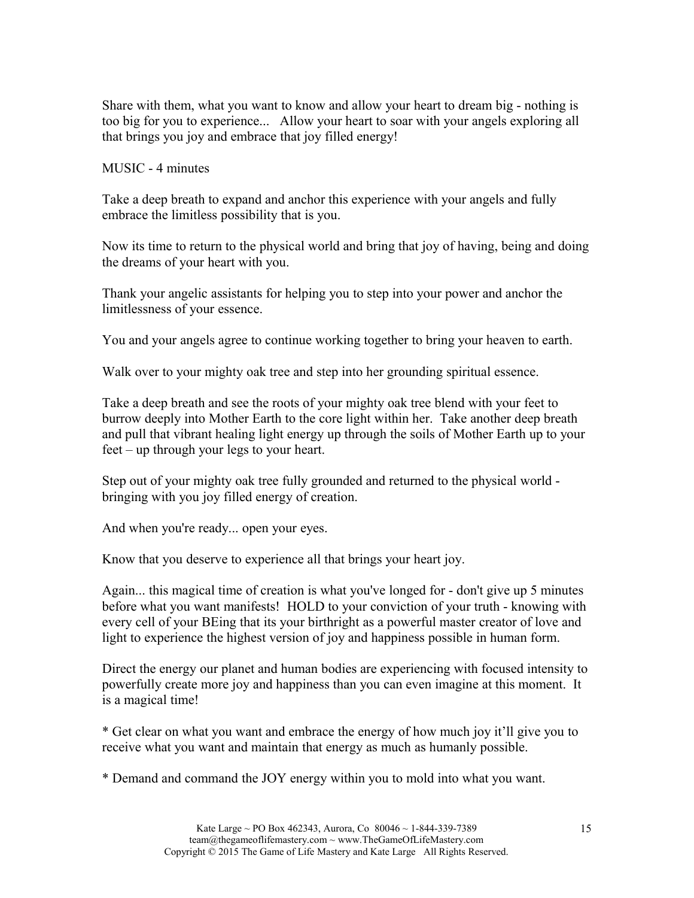Share with them, what you want to know and allow your heart to dream big - nothing is too big for you to experience... Allow your heart to soar with your angels exploring all that brings you joy and embrace that joy filled energy!

MUSIC - 4 minutes

Take a deep breath to expand and anchor this experience with your angels and fully embrace the limitless possibility that is you.

Now its time to return to the physical world and bring that joy of having, being and doing the dreams of your heart with you.

Thank your angelic assistants for helping you to step into your power and anchor the limitlessness of your essence.

You and your angels agree to continue working together to bring your heaven to earth.

Walk over to your mighty oak tree and step into her grounding spiritual essence.

Take a deep breath and see the roots of your mighty oak tree blend with your feet to burrow deeply into Mother Earth to the core light within her. Take another deep breath and pull that vibrant healing light energy up through the soils of Mother Earth up to your feet – up through your legs to your heart.

Step out of your mighty oak tree fully grounded and returned to the physical world - bringing with you joy filled energy of creation.

And when you're ready... open your eyes.

Know that you deserve to experience all that brings your heart joy.

Again... this magical time of creation is what you've longed for - don't give up 5 minutes before what you want manifests! HOLD to your conviction of your truth - knowing with every cell of your BEing that its your birthright as a powerful master creator of love and light to experience the highest version of joy and happiness possible in human form.

Direct the energy our planet and human bodies are experiencing with focused intensity to powerfully create more joy and happiness than you can even imagine at this moment. It is a magical time!

* Get clear on what you want and embrace the energy of how much joy it'll give you to receive what you want and maintain that energy as much as humanly possible.

* Demand and command the JOY energy within you to mold into what you want.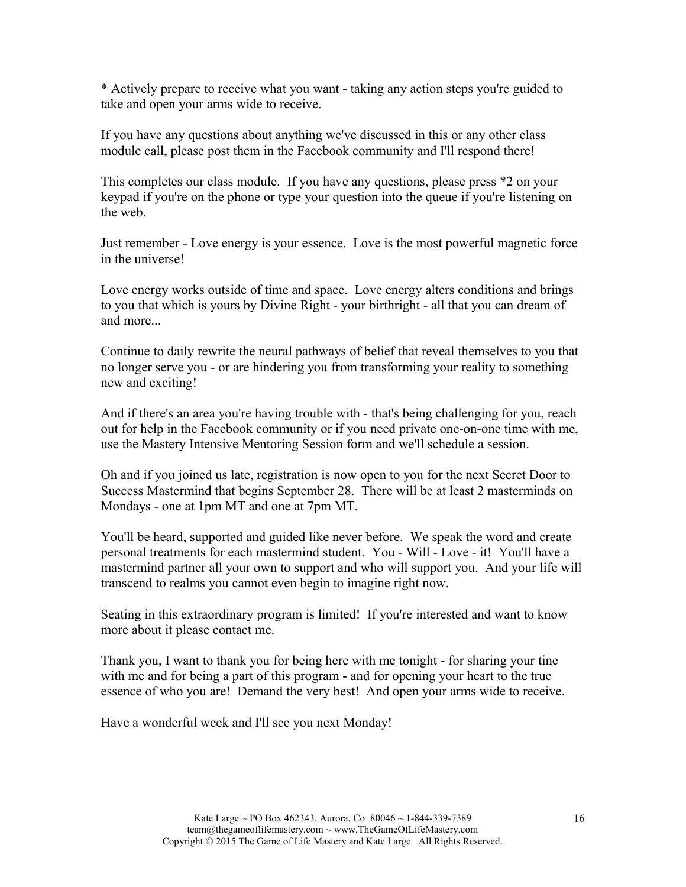* Actively prepare to receive what you want - taking any action steps you're guided to take and open your arms wide to receive.

If you have any questions about anything we've discussed in this or any other class module call, please post them in the Facebook community and I'll respond there!

This completes our class module. If you have any questions, please press *2 on your keypad if you're on the phone or type your question into the queue if you're listening on the web.

Just remember - Love energy is your essence. Love is the most powerful magnetic force in the universe!

Love energy works outside of time and space. Love energy alters conditions and brings to you that which is yours by Divine Right - your birthright - all that you can dream of and more...

Continue to daily rewrite the neural pathways of belief that reveal themselves to you that no longer serve you - or are hindering you from transforming your reality to something new and exciting!

And if there's an area you're having trouble with - that's being challenging for you, reach out for help in the Facebook community or if you need private one-on-one time with me, use the Mastery Intensive Mentoring Session form and we'll schedule a session.

Oh and if you joined us late, registration is now open to you for the next Secret Door to Success Mastermind that begins September 28. There will be at least 2 masterminds on Mondays - one at 1pm MT and one at 7pm MT.

You'll be heard, supported and guided like never before. We speak the word and create personal treatments for each mastermind student. You - Will - Love - it! You'll have a mastermind partner all your own to support and who will support you. And your life will transcend to realms you cannot even begin to imagine right now.

Seating in this extraordinary program is limited! If you're interested and want to know more about it please contact me.

Thank you, I want to thank you for being here with me tonight - for sharing your tine with me and for being a part of this program - and for opening your heart to the true essence of who you are! Demand the very best! And open your arms wide to receive.

Have a wonderful week and I'll see you next Monday!

Kate Large ~ PO Box 462343, Aurora, Co 80046 ~ 1-844-339-7389
team@thegameoflifemastery.com ~ www.TheGameOfLifeMastery.com
Copyright © 2015 The Game of Life Mastery and Kate Large All Rights Reserved.